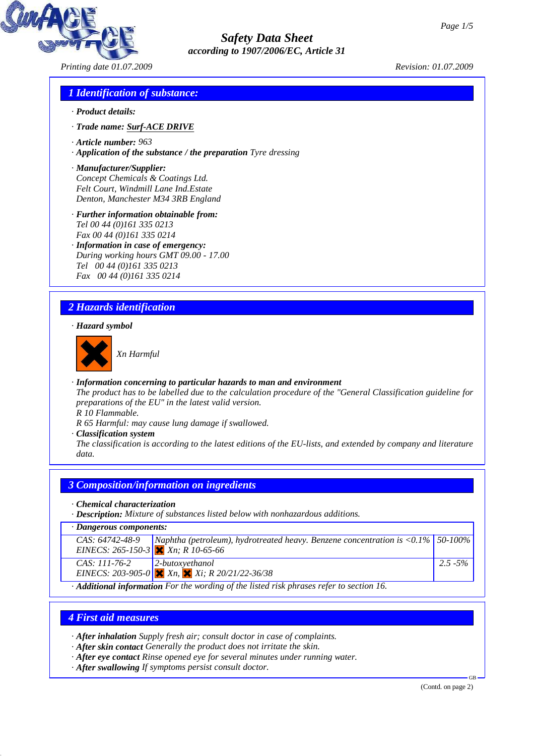# Safety Data Sheet
*according to 1907/2006/EC, Article 31*

Printing date 01.07.2009 Revision: 01.07.2009

## 1 Identification of substance:

· **Product details:**

· **Trade name:** Surf-ACE DRIVE

· **Article number:** 963

· **Application of the substance / the preparation** Tyre dressing

· **Manufacturer/Supplier:**
Concept Chemicals & Coatings Ltd.
Felt Court, Windmill Lane Ind.Estate
Denton, Manchester M34 3RB England

· **Further information obtainable from:**
Tel 00 44 (0)161 335 0213
Fax 00 44 (0)161 335 0214

· **Information in case of emergency:**
During working hours GMT 09.00 - 17.00
Tel 00 44 (0)161 335 0213
Fax 00 44 (0)161 335 0214

## 2 Hazards identification

· **Hazard symbol**

Xn Harmful

· **Information concerning to particular hazards to man and environment**
The product has to be labelled due to the calculation procedure of the "General Classification guideline for preparations of the EU" in the latest valid version.
R 10 Flammable.
R 65 Harmful: may cause lung damage if swallowed.

· **Classification system**
The classification is according to the latest editions of the EU-lists, and extended by company and literature data.

## 3 Composition/information on ingredients

· **Chemical characterization**

· **Description:** Mixture of substances listed below with nonhazardous additions.

· **Dangerous components:**

| | | |
|---|---|---|
| CAS: 64742-48-9<br>EINECS: 265-150-3 | Naphtha (petroleum), hydrotreated heavy. Benzene concentration is <0.1%<br>Xn; R 10-65-66 | 50-100% |
| CAS: 111-76-2<br>EINECS: 203-905-0 | 2-butoxyethanol<br>Xn, Xi; R 20/21/22-36/38 | 2.5 -5% |

· **Additional information** For the wording of the listed risk phrases refer to section 16.

## 4 First aid measures

· **After inhalation** Supply fresh air; consult doctor in case of complaints.

· **After skin contact** Generally the product does not irritate the skin.

· **After eye contact** Rinse opened eye for several minutes under running water.

· **After swallowing** If symptoms persist consult doctor.

(Contd. on page 2)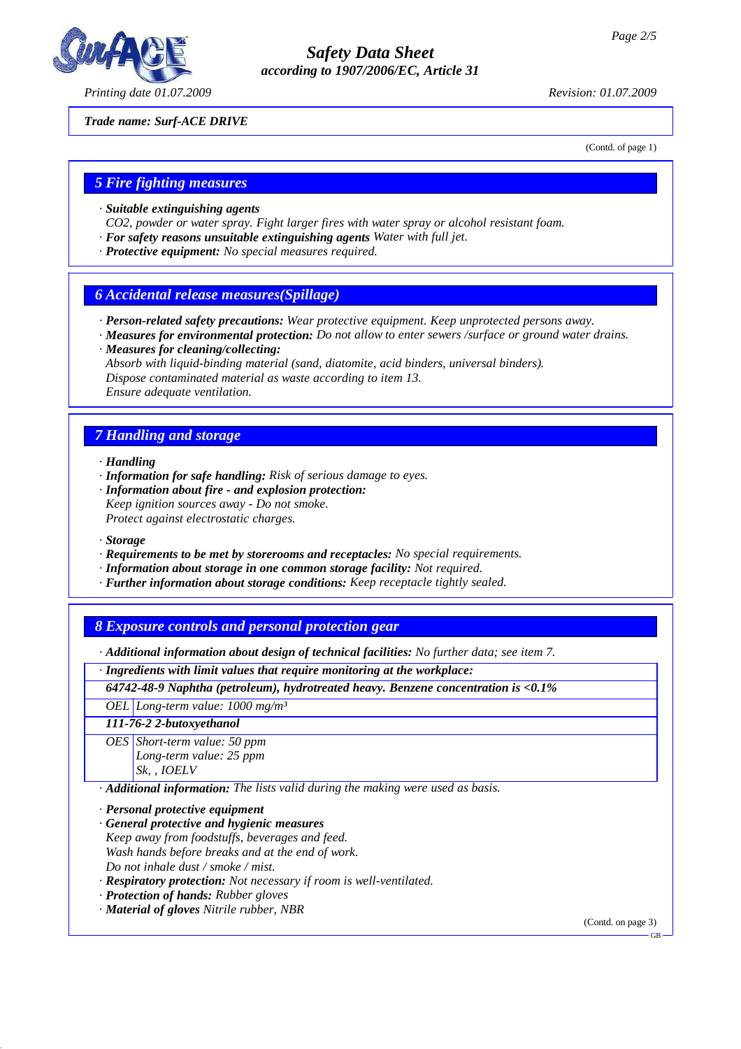*Trade name:* ***Surf-ACE DRIVE***

(Contd. of page 1)

## 5 Fire fighting measures

· ***Suitable extinguishing agents***
*$CO_2$, powder or water spray. Fight larger fires with water spray or alcohol resistant foam.*
· ***For safety reasons unsuitable extinguishing agents*** *Water with full jet.*
· ***Protective equipment:*** *No special measures required.*

## 6 Accidental release measures(Spillage)

· ***Person-related safety precautions:*** *Wear protective equipment. Keep unprotected persons away.*
· ***Measures for environmental protection:*** *Do not allow to enter sewers /surface or ground water drains.*
· ***Measures for cleaning/collecting:***
*Absorb with liquid-binding material (sand, diatomite, acid binders, universal binders).*
*Dispose contaminated material as waste according to item 13.*
*Ensure adequate ventilation.*

## 7 Handling and storage

· ***Handling***
· ***Information for safe handling:*** *Risk of serious damage to eyes.*
· ***Information about fire - and explosion protection:***
*Keep ignition sources away - Do not smoke.*
*Protect against electrostatic charges.*

· ***Storage***
· ***Requirements to be met by storerooms and receptacles:*** *No special requirements.*
· ***Information about storage in one common storage facility:*** *Not required.*
· ***Further information about storage conditions:*** *Keep receptacle tightly sealed.*

## 8 Exposure controls and personal protection gear

· ***Additional information about design of technical facilities:*** *No further data; see item 7.*

| | |
|---|---|
| · ***Ingredients with limit values that require monitoring at the workplace:*** | |
| ***64742-48-9 Naphtha (petroleum), hydrotreated heavy. Benzene concentration is <0.1%*** | |
| *OEL* | *Long-term value: 1000 mg/m³* |
| ***111-76-2 2-butoxyethanol*** | |
| *OES* | *Short-term value: 50 ppm*<br>*Long-term value: 25 ppm*<br>*Sk, , IOELV* |

· ***Additional information:*** *The lists valid during the making were used as basis.*

· ***Personal protective equipment***
· ***General protective and hygienic measures***
*Keep away from foodstuffs, beverages and feed.*
*Wash hands before breaks and at the end of work.*
*Do not inhale dust / smoke / mist.*
· ***Respiratory protection:*** *Not necessary if room is well-ventilated.*
· ***Protection of hands:*** *Rubber gloves*
· ***Material of gloves*** *Nitrile rubber, NBR*

(Contd. on page 3)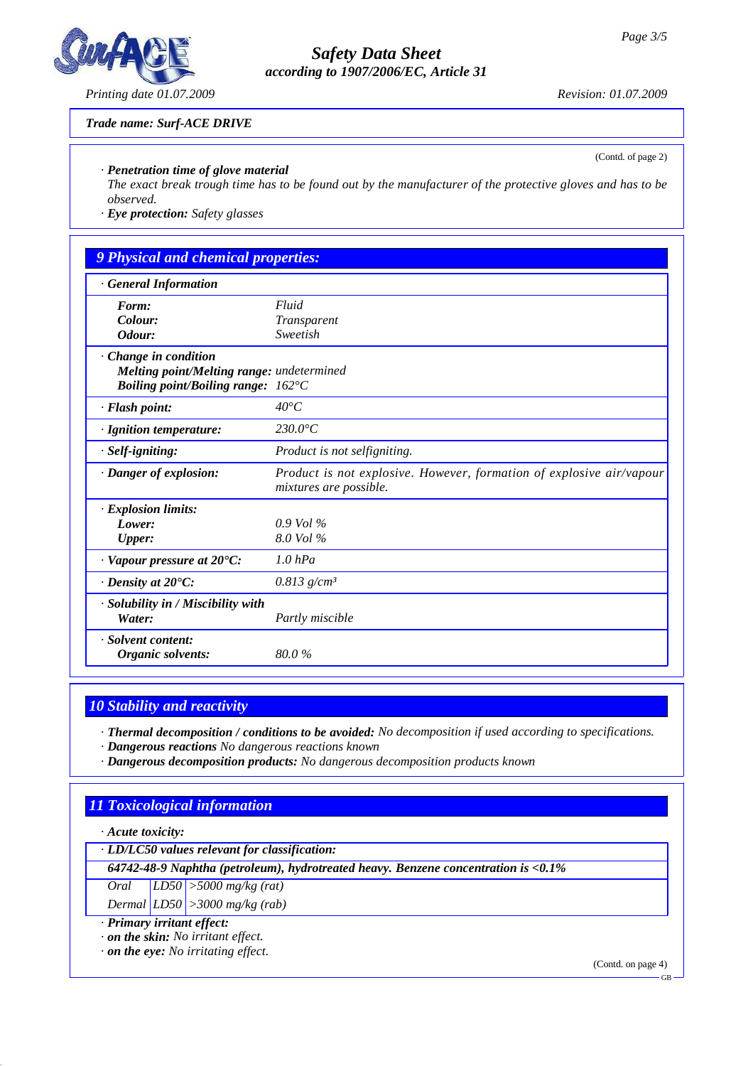**Trade name: Surf-ACE DRIVE**

(Contd. of page 2)

· ***Penetration time of glove material***
*The exact break trough time has to be found out by the manufacturer of the protective gloves and has to be observed.*

· ***Eye protection:*** *Safety glasses*

## *9 Physical and chemical properties:*

| | |
|---|---|
| · ***General Information*** | |
| ***Form:*** | *Fluid* |
| ***Colour:*** | *Transparent* |
| ***Odour:*** | *Sweetish* |
| · ***Change in condition*** | |
| ***Melting point/Melting range:*** | *undetermined* |
| ***Boiling point/Boiling range:*** | *162°C* |
| · ***Flash point:*** | *40°C* |
| · ***Ignition temperature:*** | *230.0°C* |
| · ***Self-igniting:*** | *Product is not selfigniting.* |
| · ***Danger of explosion:*** | *Product is not explosive. However, formation of explosive air/vapour mixtures are possible.* |
| · ***Explosion limits:*** | |
| ***Lower:*** | *0.9 Vol %* |
| ***Upper:*** | *8.0 Vol %* |
| · ***Vapour pressure at 20°C:*** | *1.0 hPa* |
| · ***Density at 20°C:*** | *0.813 g/cm³* |
| · ***Solubility in / Miscibility with*** | |
| ***Water:*** | *Partly miscible* |
| · ***Solvent content:*** | |
| ***Organic solvents:*** | *80.0 %* |

## *10 Stability and reactivity*

· ***Thermal decomposition / conditions to be avoided:*** *No decomposition if used according to specifications.*
· ***Dangerous reactions*** *No dangerous reactions known*
· ***Dangerous decomposition products:*** *No dangerous decomposition products known*

## *11 Toxicological information*

· ***Acute toxicity:***

· ***LD/LC50 values relevant for classification:***

***64742-48-9 Naphtha (petroleum), hydrotreated heavy. Benzene concentration is <0.1%***

| | | |
|---|---|---|
| *Oral* | *LD50* | *>5000 mg/kg (rat)* |
| *Dermal* | *LD50* | *>3000 mg/kg (rab)* |

· ***Primary irritant effect:***
· ***on the skin:*** *No irritant effect.*
· ***on the eye:*** *No irritating effect.*

(Contd. on page 4)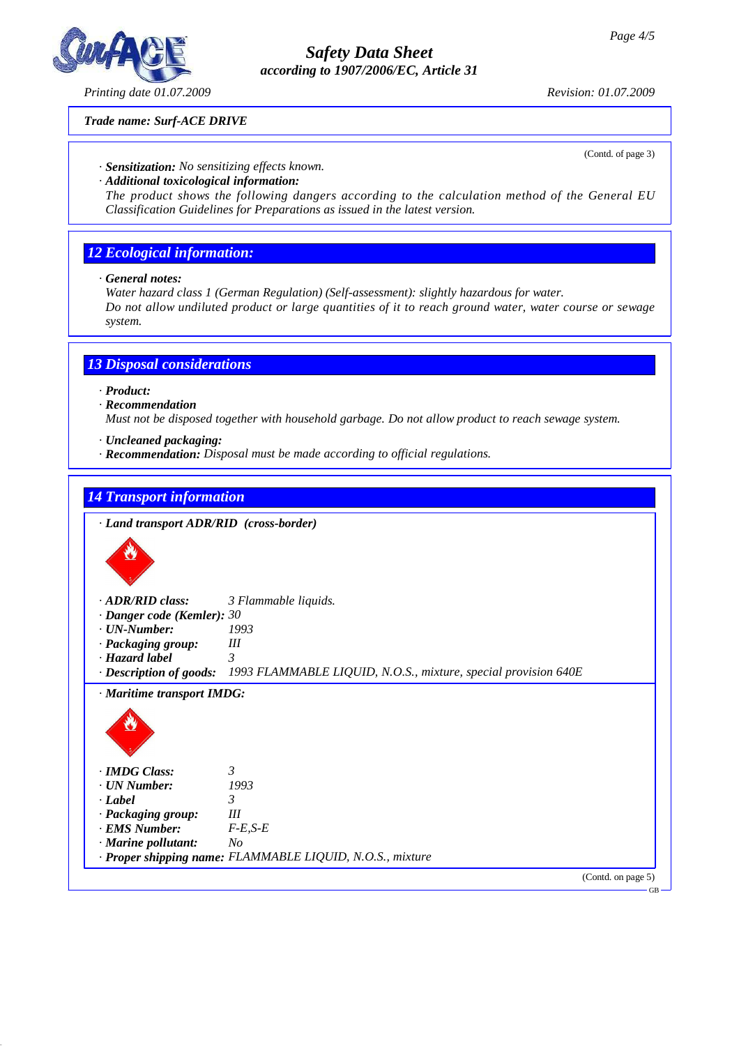**Trade name: Surf-ACE DRIVE**

(Contd. of page 3)

· **Sensitization:** No sensitizing effects known.
· **Additional toxicological information:**
The product shows the following dangers according to the calculation method of the General EU Classification Guidelines for Preparations as issued in the latest version.

## 12 Ecological information:

· **General notes:**
Water hazard class 1 (German Regulation) (Self-assessment): slightly hazardous for water.
Do not allow undiluted product or large quantities of it to reach ground water, water course or sewage system.

## 13 Disposal considerations

· **Product:**
· **Recommendation**
Must not be disposed together with household garbage. Do not allow product to reach sewage system.

· **Uncleaned packaging:**
· **Recommendation:** Disposal must be made according to official regulations.

## 14 Transport information

· **Land transport ADR/RID (cross-border)**

| | |
|---|---|
| · **ADR/RID class:** | 3 Flammable liquids. |
| · **Danger code (Kemler):** | 30 |
| · **UN-Number:** | 1993 |
| · **Packaging group:** | III |
| · **Hazard label** | 3 |
| · **Description of goods:** | 1993 FLAMMABLE LIQUID, N.O.S., mixture, special provision 640E |

· **Maritime transport IMDG:**

| | |
|---|---|
| · **IMDG Class:** | 3 |
| · **UN Number:** | 1993 |
| · **Label** | 3 |
| · **Packaging group:** | III |
| · **EMS Number:** | F-E,S-E |
| · **Marine pollutant:** | No |
| · **Proper shipping name:** | FLAMMABLE LIQUID, N.O.S., mixture |

(Contd. on page 5)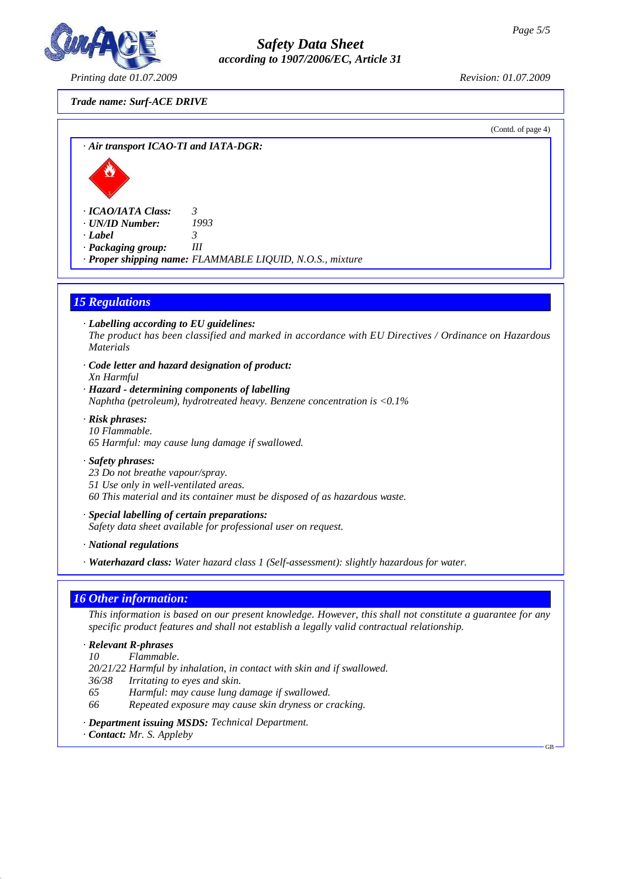**Trade name: Surf-ACE DRIVE**

(Contd. of page 4)

· ***Air transport ICAO-TI and IATA-DGR:***

· ***ICAO/IATA Class:*** 3
· ***UN/ID Number:*** 1993
· ***Label*** 3
· ***Packaging group:*** III
· ***Proper shipping name:*** FLAMMABLE LIQUID, N.O.S., mixture

## 15 Regulations

· ***Labelling according to EU guidelines:***
*The product has been classified and marked in accordance with EU Directives / Ordinance on Hazardous Materials*

· ***Code letter and hazard designation of product:***
*Xn Harmful*

· ***Hazard - determining components of labelling***
*Naphtha (petroleum), hydrotreated heavy. Benzene concentration is <0.1%*

· ***Risk phrases:***
*10 Flammable.*
*65 Harmful: may cause lung damage if swallowed.*

· ***Safety phrases:***
*23 Do not breathe vapour/spray.*
*51 Use only in well-ventilated areas.*
*60 This material and its container must be disposed of as hazardous waste.*

· ***Special labelling of certain preparations:***
*Safety data sheet available for professional user on request.*

· ***National regulations***

· ***Waterhazard class:*** *Water hazard class 1 (Self-assessment): slightly hazardous for water.*

## 16 Other information:

*This information is based on our present knowledge. However, this shall not constitute a guarantee for any specific product features and shall not establish a legally valid contractual relationship.*

· ***Relevant R-phrases***
*10 Flammable.*
*20/21/22 Harmful by inhalation, in contact with skin and if swallowed.*
*36/38 Irritating to eyes and skin.*
*65 Harmful: may cause lung damage if swallowed.*
*66 Repeated exposure may cause skin dryness or cracking.*

· ***Department issuing MSDS:*** *Technical Department.*
· ***Contact:*** *Mr. S. Appleby*

GB